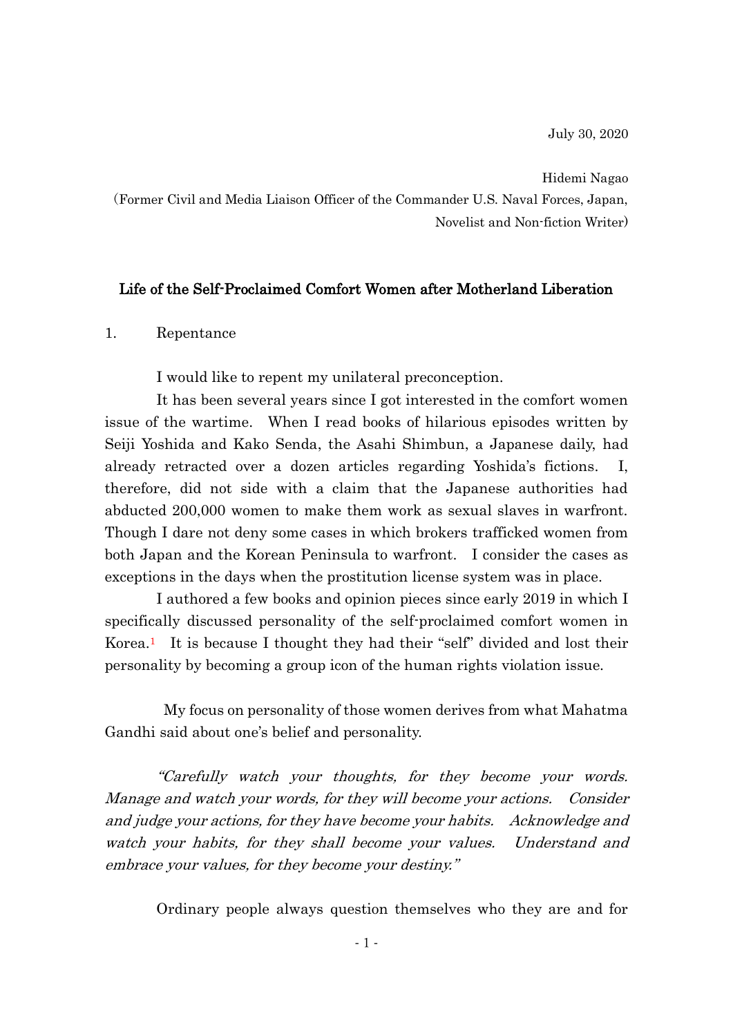July 30, 2020

Hidemi Nagao
(Former Civil and Media Liaison Officer of the Commander U.S. Naval Forces, Japan, Novelist and Non-fiction Writer)

## Life of the Self-Proclaimed Comfort Women after Motherland Liberation

### 1. Repentance

I would like to repent my unilateral preconception.

It has been several years since I got interested in the comfort women issue of the wartime. When I read books of hilarious episodes written by Seiji Yoshida and Kako Senda, the Asahi Shimbun, a Japanese daily, had already retracted over a dozen articles regarding Yoshida's fictions. I, therefore, did not side with a claim that the Japanese authorities had abducted 200,000 women to make them work as sexual slaves in warfront. Though I dare not deny some cases in which brokers trafficked women from both Japan and the Korean Peninsula to warfront. I consider the cases as exceptions in the days when the prostitution license system was in place.

I authored a few books and opinion pieces since early 2019 in which I specifically discussed personality of the self-proclaimed comfort women in Korea.[1] It is because I thought they had their "self" divided and lost their personality by becoming a group icon of the human rights violation issue.

My focus on personality of those women derives from what Mahatma Gandhi said about one's belief and personality.

*"Carefully watch your thoughts, for they become your words. Manage and watch your words, for they will become your actions. Consider and judge your actions, for they have become your habits. Acknowledge and watch your habits, for they shall become your values. Understand and embrace your values, for they become your destiny."*

Ordinary people always question themselves who they are and for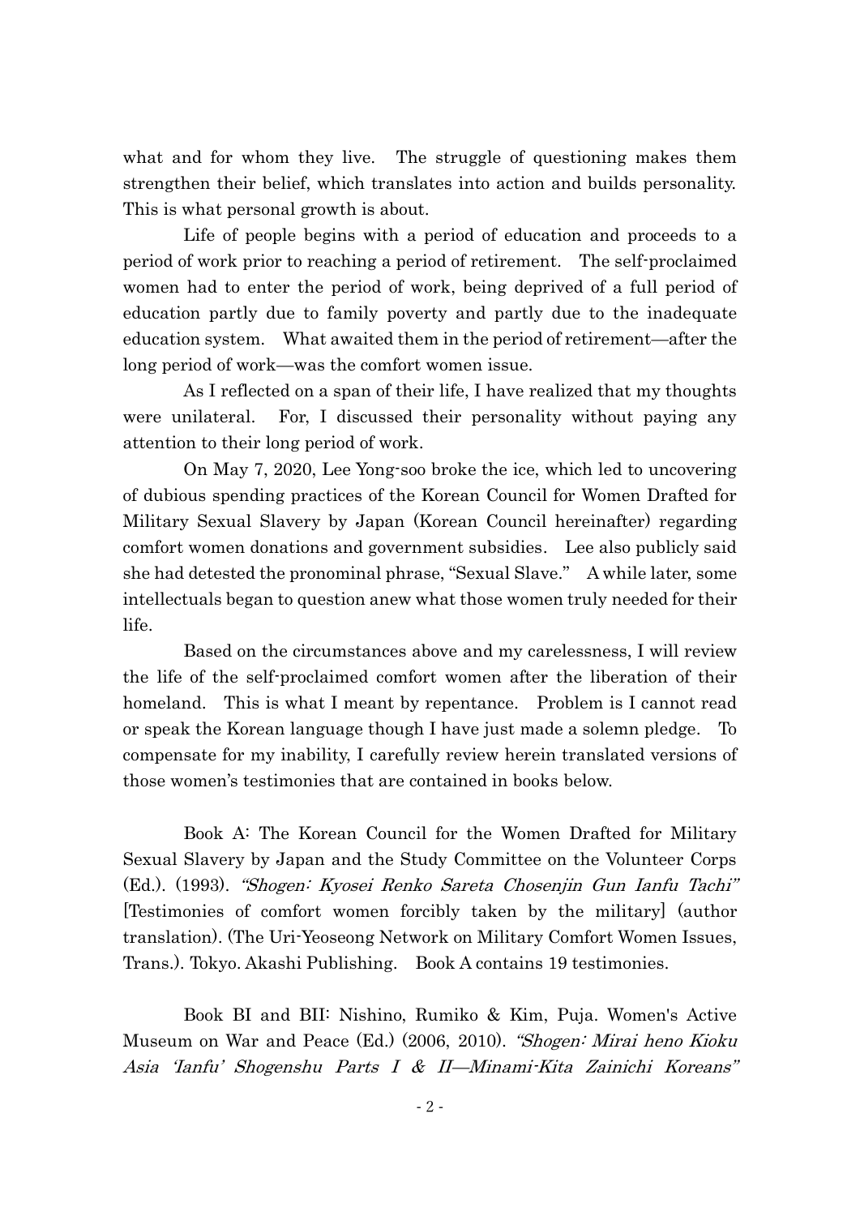what and for whom they live. The struggle of questioning makes them strengthen their belief, which translates into action and builds personality. This is what personal growth is about.

Life of people begins with a period of education and proceeds to a period of work prior to reaching a period of retirement. The self-proclaimed women had to enter the period of work, being deprived of a full period of education partly due to family poverty and partly due to the inadequate education system. What awaited them in the period of retirement—after the long period of work—was the comfort women issue.

As I reflected on a span of their life, I have realized that my thoughts were unilateral. For, I discussed their personality without paying any attention to their long period of work.

On May 7, 2020, Lee Yong-soo broke the ice, which led to uncovering of dubious spending practices of the Korean Council for Women Drafted for Military Sexual Slavery by Japan (Korean Council hereinafter) regarding comfort women donations and government subsidies. Lee also publicly said she had detested the pronominal phrase, "Sexual Slave." A while later, some intellectuals began to question anew what those women truly needed for their life.

Based on the circumstances above and my carelessness, I will review the life of the self-proclaimed comfort women after the liberation of their homeland. This is what I meant by repentance. Problem is I cannot read or speak the Korean language though I have just made a solemn pledge. To compensate for my inability, I carefully review herein translated versions of those women's testimonies that are contained in books below.

Book A: The Korean Council for the Women Drafted for Military Sexual Slavery by Japan and the Study Committee on the Volunteer Corps (Ed.). (1993). *"Shogen: Kyosei Renko Sareta Chosenjin Gun Ianfu Tachi"* [Testimonies of comfort women forcibly taken by the military] (author translation). (The Uri-Yeoseong Network on Military Comfort Women Issues, Trans.). Tokyo. Akashi Publishing. Book A contains 19 testimonies.

Book BI and BII: Nishino, Rumiko & Kim, Puja. Women's Active Museum on War and Peace (Ed.) (2006, 2010). *"Shogen: Mirai heno Kioku Asia 'Ianfu' Shogenshu Parts I & II—Minami-Kita Zainichi Koreans"*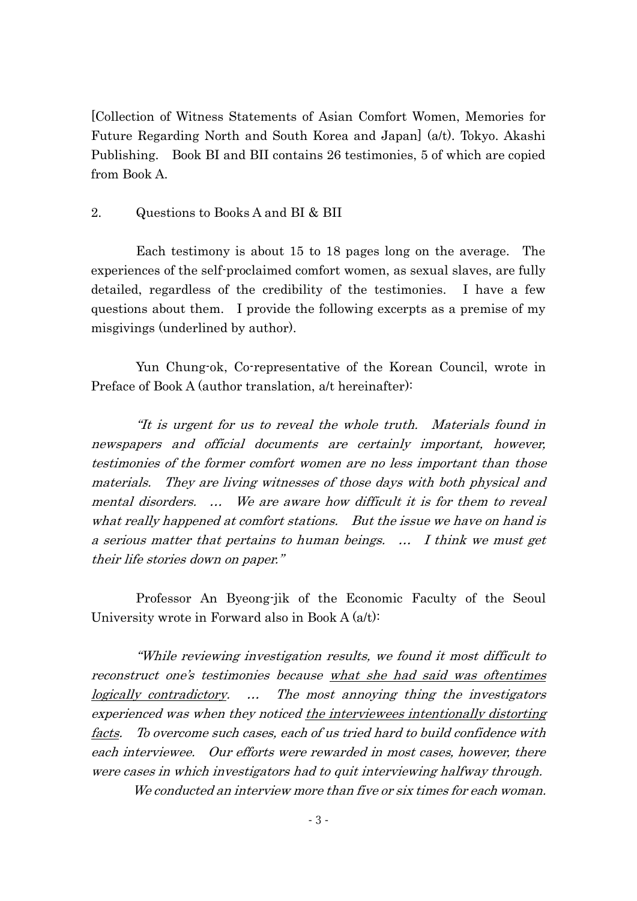[Collection of Witness Statements of Asian Comfort Women, Memories for Future Regarding North and South Korea and Japan] (a/t). Tokyo. Akashi Publishing. Book BI and BII contains 26 testimonies, 5 of which are copied from Book A.

2. Questions to Books A and BI & BII

Each testimony is about 15 to 18 pages long on the average. The experiences of the self-proclaimed comfort women, as sexual slaves, are fully detailed, regardless of the credibility of the testimonies. I have a few questions about them. I provide the following excerpts as a premise of my misgivings (underlined by author).

Yun Chung-ok, Co-representative of the Korean Council, wrote in Preface of Book A (author translation, a/t hereinafter):

*"It is urgent for us to reveal the whole truth. Materials found in newspapers and official documents are certainly important, however, testimonies of the former comfort women are no less important than those materials. They are living witnesses of those days with both physical and mental disorders. … We are aware how difficult it is for them to reveal what really happened at comfort stations. But the issue we have on hand is a serious matter that pertains to human beings. … I think we must get their life stories down on paper."*

Professor An Byeong-jik of the Economic Faculty of the Seoul University wrote in Forward also in Book A (a/t):

*"While reviewing investigation results, we found it most difficult to reconstruct one's testimonies because <u>what she had said was oftentimes logically contradictory</u>. … The most annoying thing the investigators experienced was when they noticed <u>the interviewees intentionally distorting facts</u>. To overcome such cases, each of us tried hard to build confidence with each interviewee. Our efforts were rewarded in most cases, however, there were cases in which investigators had to quit interviewing halfway through.*

*We conducted an interview more than five or six times for each woman.*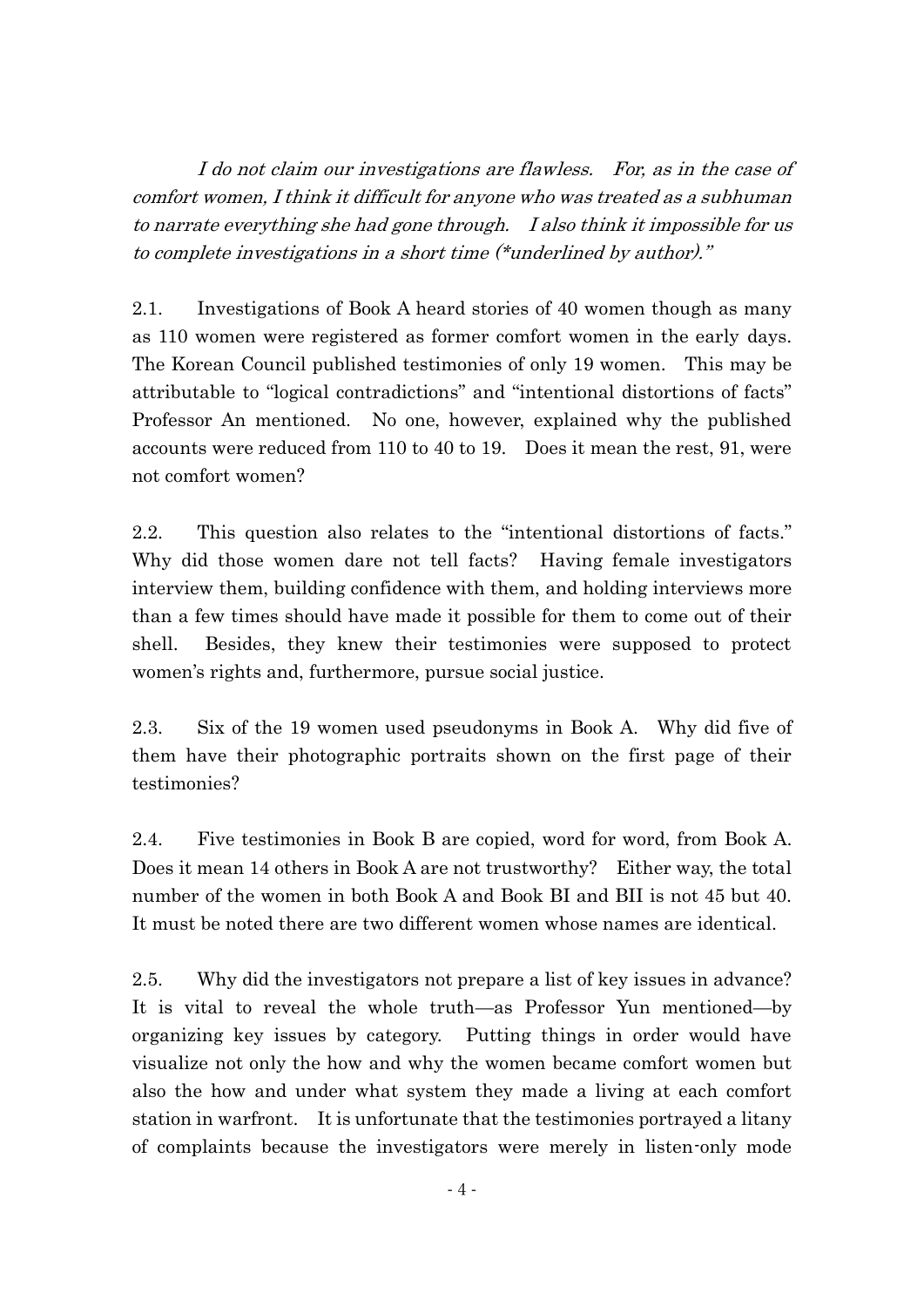*I do not claim our investigations are flawless. For, as in the case of comfort women, I think it difficult for anyone who was treated as a subhuman to narrate everything she had gone through. I also think it impossible for us to complete investigations in a short time (\*underlined by author)."*

2.1. Investigations of Book A heard stories of 40 women though as many as 110 women were registered as former comfort women in the early days. The Korean Council published testimonies of only 19 women. This may be attributable to "logical contradictions" and "intentional distortions of facts" Professor An mentioned. No one, however, explained why the published accounts were reduced from 110 to 40 to 19. Does it mean the rest, 91, were not comfort women?

2.2. This question also relates to the "intentional distortions of facts." Why did those women dare not tell facts? Having female investigators interview them, building confidence with them, and holding interviews more than a few times should have made it possible for them to come out of their shell. Besides, they knew their testimonies were supposed to protect women's rights and, furthermore, pursue social justice.

2.3. Six of the 19 women used pseudonyms in Book A. Why did five of them have their photographic portraits shown on the first page of their testimonies?

2.4. Five testimonies in Book B are copied, word for word, from Book A. Does it mean 14 others in Book A are not trustworthy? Either way, the total number of the women in both Book A and Book BI and BII is not 45 but 40. It must be noted there are two different women whose names are identical.

2.5. Why did the investigators not prepare a list of key issues in advance? It is vital to reveal the whole truth—as Professor Yun mentioned—by organizing key issues by category. Putting things in order would have visualize not only the how and why the women became comfort women but also the how and under what system they made a living at each comfort station in warfront. It is unfortunate that the testimonies portrayed a litany of complaints because the investigators were merely in listen-only mode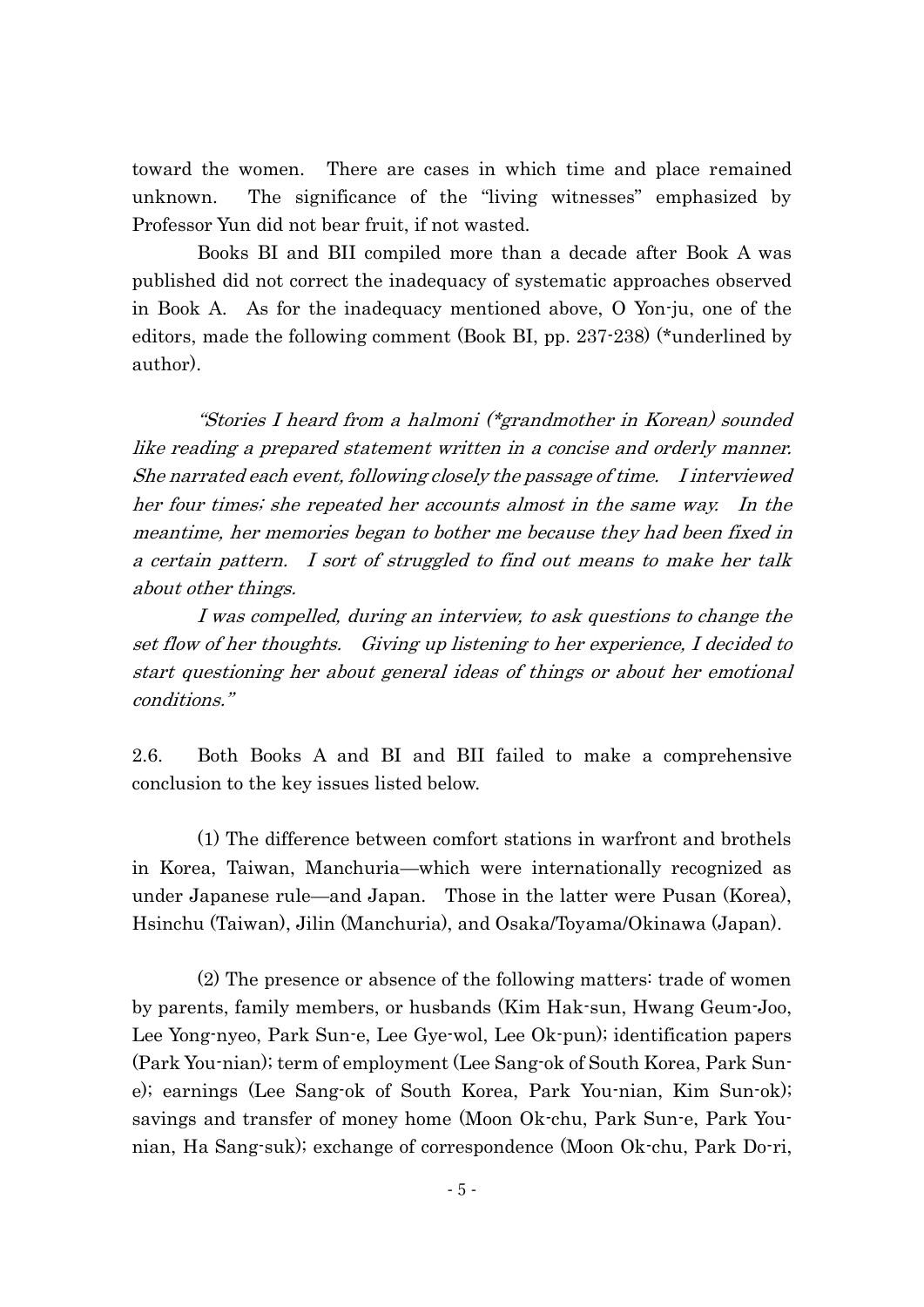toward the women. There are cases in which time and place remained unknown. The significance of the "living witnesses" emphasized by Professor Yun did not bear fruit, if not wasted.

Books BI and BII compiled more than a decade after Book A was published did not correct the inadequacy of systematic approaches observed in Book A. As for the inadequacy mentioned above, O Yon-ju, one of the editors, made the following comment (Book BI, pp. 237-238) (*underlined by author).

*"Stories I heard from a halmoni (*grandmother in Korean) sounded like reading a prepared statement written in a concise and orderly manner. She narrated each event, following closely the passage of time. I interviewed her four times; she repeated her accounts almost in the same way. In the meantime, her memories began to bother me because they had been fixed in a certain pattern. I sort of struggled to find out means to make her talk about other things.*

*I was compelled, during an interview, to ask questions to change the set flow of her thoughts. Giving up listening to her experience, I decided to start questioning her about general ideas of things or about her emotional conditions."*

2.6. Both Books A and BI and BII failed to make a comprehensive conclusion to the key issues listed below.

(1) The difference between comfort stations in warfront and brothels in Korea, Taiwan, Manchuria—which were internationally recognized as under Japanese rule—and Japan. Those in the latter were Pusan (Korea), Hsinchu (Taiwan), Jilin (Manchuria), and Osaka/Toyama/Okinawa (Japan).

(2) The presence or absence of the following matters: trade of women by parents, family members, or husbands (Kim Hak-sun, Hwang Geum-Joo, Lee Yong-nyeo, Park Sun-e, Lee Gye-wol, Lee Ok-pun); identification papers (Park You-nian); term of employment (Lee Sang-ok of South Korea, Park Sun-e); earnings (Lee Sang-ok of South Korea, Park You-nian, Kim Sun-ok); savings and transfer of money home (Moon Ok-chu, Park Sun-e, Park You-nian, Ha Sang-suk); exchange of correspondence (Moon Ok-chu, Park Do-ri,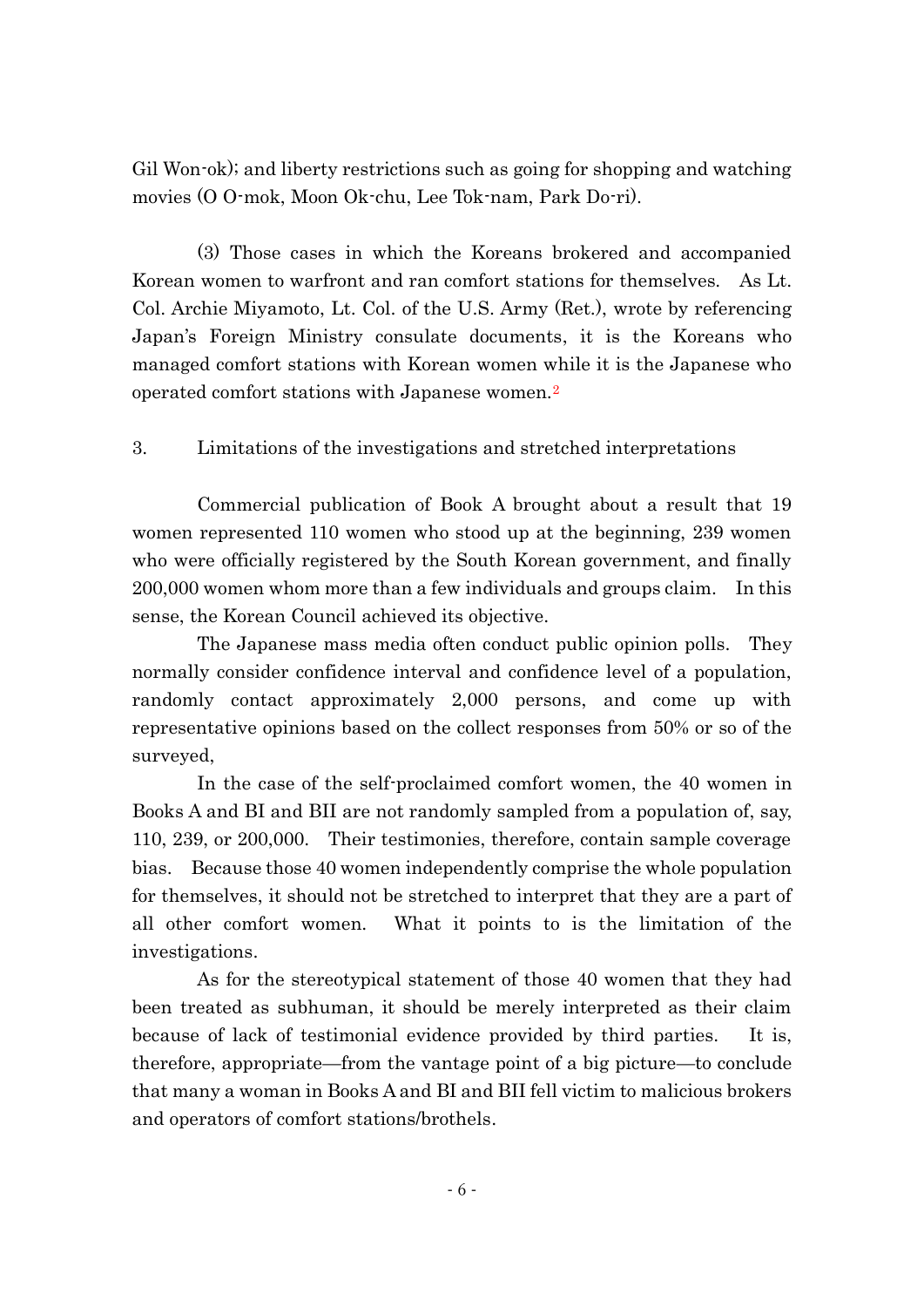Gil Won-ok); and liberty restrictions such as going for shopping and watching movies (O O-mok, Moon Ok-chu, Lee Tok-nam, Park Do-ri).

(3) Those cases in which the Koreans brokered and accompanied Korean women to warfront and ran comfort stations for themselves. As Lt. Col. Archie Miyamoto, Lt. Col. of the U.S. Army (Ret.), wrote by referencing Japan's Foreign Ministry consulate documents, it is the Koreans who managed comfort stations with Korean women while it is the Japanese who operated comfort stations with Japanese women.[2]

3. Limitations of the investigations and stretched interpretations

Commercial publication of Book A brought about a result that 19 women represented 110 women who stood up at the beginning, 239 women who were officially registered by the South Korean government, and finally 200,000 women whom more than a few individuals and groups claim. In this sense, the Korean Council achieved its objective.

The Japanese mass media often conduct public opinion polls. They normally consider confidence interval and confidence level of a population, randomly contact approximately 2,000 persons, and come up with representative opinions based on the collect responses from 50% or so of the surveyed,

In the case of the self-proclaimed comfort women, the 40 women in Books A and BI and BII are not randomly sampled from a population of, say, 110, 239, or 200,000. Their testimonies, therefore, contain sample coverage bias. Because those 40 women independently comprise the whole population for themselves, it should not be stretched to interpret that they are a part of all other comfort women. What it points to is the limitation of the investigations.

As for the stereotypical statement of those 40 women that they had been treated as subhuman, it should be merely interpreted as their claim because of lack of testimonial evidence provided by third parties. It is, therefore, appropriate—from the vantage point of a big picture—to conclude that many a woman in Books A and BI and BII fell victim to malicious brokers and operators of comfort stations/brothels.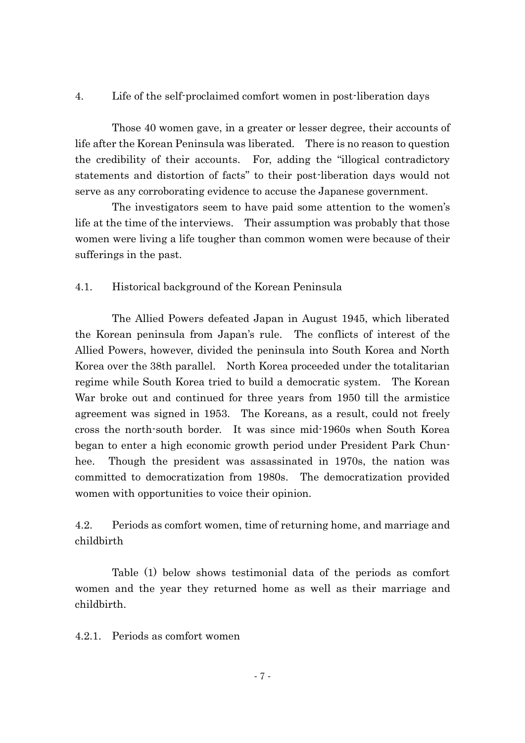## 4. Life of the self-proclaimed comfort women in post-liberation days

Those 40 women gave, in a greater or lesser degree, their accounts of life after the Korean Peninsula was liberated. There is no reason to question the credibility of their accounts. For, adding the "illogical contradictory statements and distortion of facts" to their post-liberation days would not serve as any corroborating evidence to accuse the Japanese government.

The investigators seem to have paid some attention to the women's life at the time of the interviews. Their assumption was probably that those women were living a life tougher than common women were because of their sufferings in the past.

### 4.1. Historical background of the Korean Peninsula

The Allied Powers defeated Japan in August 1945, which liberated the Korean peninsula from Japan's rule. The conflicts of interest of the Allied Powers, however, divided the peninsula into South Korea and North Korea over the 38th parallel. North Korea proceeded under the totalitarian regime while South Korea tried to build a democratic system. The Korean War broke out and continued for three years from 1950 till the armistice agreement was signed in 1953. The Koreans, as a result, could not freely cross the north-south border. It was since mid-1960s when South Korea began to enter a high economic growth period under President Park Chun-hee. Though the president was assassinated in 1970s, the nation was committed to democratization from 1980s. The democratization provided women with opportunities to voice their opinion.

### 4.2. Periods as comfort women, time of returning home, and marriage and childbirth

Table (1) below shows testimonial data of the periods as comfort women and the year they returned home as well as their marriage and childbirth.

#### 4.2.1. Periods as comfort women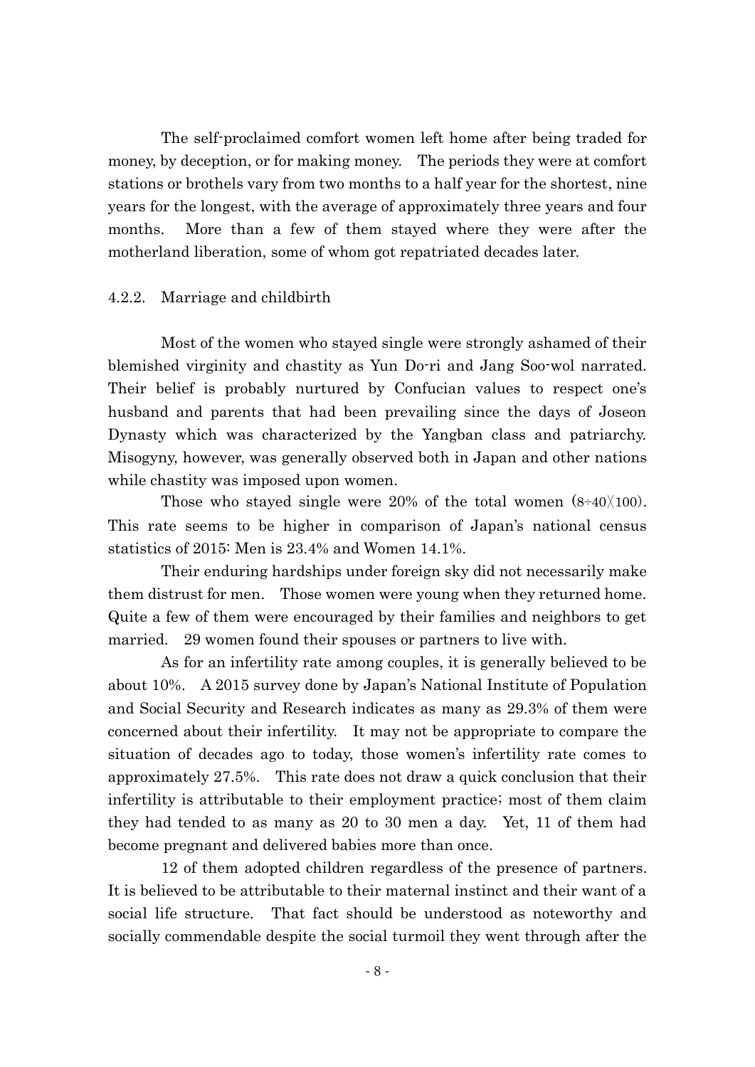The self-proclaimed comfort women left home after being traded for money, by deception, or for making money. The periods they were at comfort stations or brothels vary from two months to a half year for the shortest, nine years for the longest, with the average of approximately three years and four months. More than a few of them stayed where they were after the motherland liberation, some of whom got repatriated decades later.

### 4.2.2. Marriage and childbirth

Most of the women who stayed single were strongly ashamed of their blemished virginity and chastity as Yun Do-ri and Jang Soo-wol narrated. Their belief is probably nurtured by Confucian values to respect one's husband and parents that had been prevailing since the days of Joseon Dynasty which was characterized by the Yangban class and patriarchy. Misogyny, however, was generally observed both in Japan and other nations while chastity was imposed upon women.

Those who stayed single were 20% of the total women (8÷40╳100). This rate seems to be higher in comparison of Japan's national census statistics of 2015: Men is 23.4% and Women 14.1%.

Their enduring hardships under foreign sky did not necessarily make them distrust for men. Those women were young when they returned home. Quite a few of them were encouraged by their families and neighbors to get married. 29 women found their spouses or partners to live with.

As for an infertility rate among couples, it is generally believed to be about 10%. A 2015 survey done by Japan's National Institute of Population and Social Security and Research indicates as many as 29.3% of them were concerned about their infertility. It may not be appropriate to compare the situation of decades ago to today, those women's infertility rate comes to approximately 27.5%. This rate does not draw a quick conclusion that their infertility is attributable to their employment practice; most of them claim they had tended to as many as 20 to 30 men a day. Yet, 11 of them had become pregnant and delivered babies more than once.

12 of them adopted children regardless of the presence of partners. It is believed to be attributable to their maternal instinct and their want of a social life structure. That fact should be understood as noteworthy and socially commendable despite the social turmoil they went through after the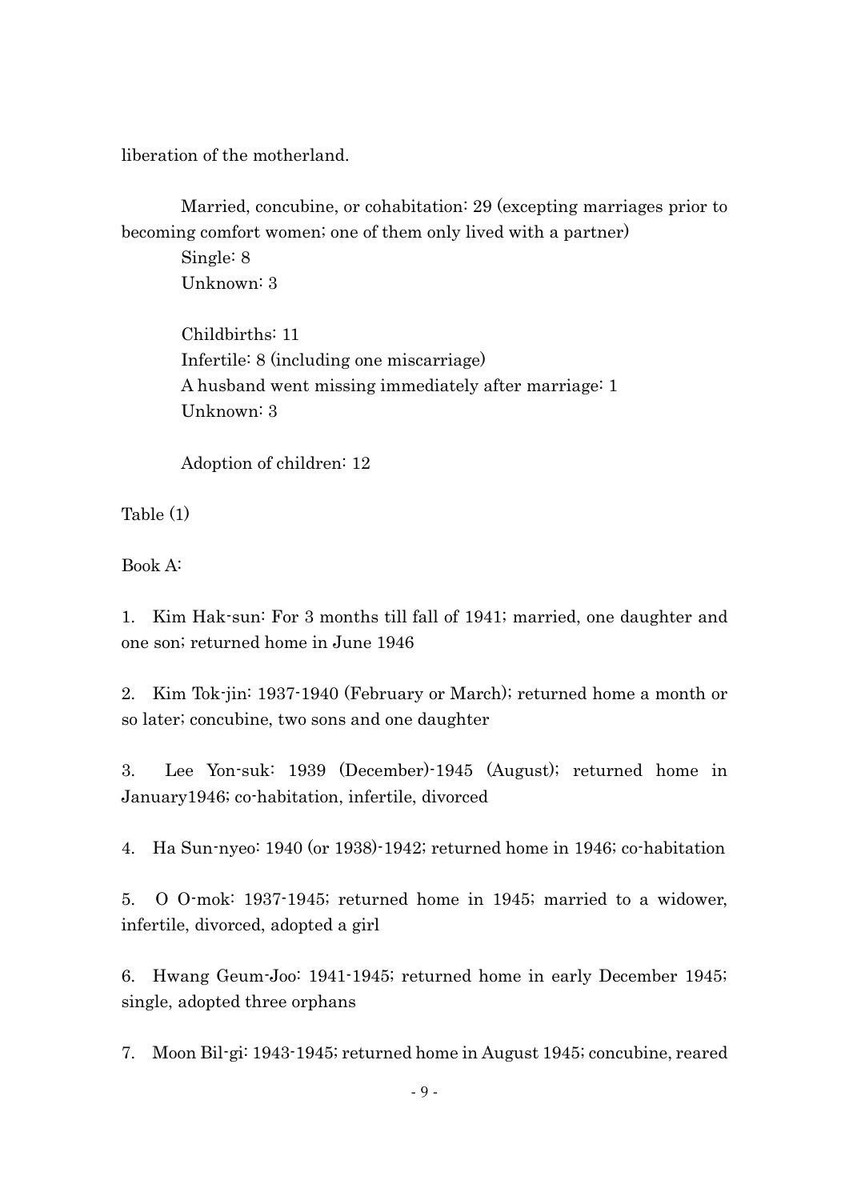liberation of the motherland.

Married, concubine, or cohabitation: 29 (excepting marriages prior to becoming comfort women; one of them only lived with a partner)
Single: 8
Unknown: 3

Childbirths: 11
Infertile: 8 (including one miscarriage)
A husband went missing immediately after marriage: 1
Unknown: 3

Adoption of children: 12

Table (1)

Book A:

1. Kim Hak-sun: For 3 months till fall of 1941; married, one daughter and one son; returned home in June 1946

2. Kim Tok-jin: 1937-1940 (February or March); returned home a month or so later; concubine, two sons and one daughter

3. Lee Yon-suk: 1939 (December)-1945 (August); returned home in January1946; co-habitation, infertile, divorced

4. Ha Sun-nyeo: 1940 (or 1938)-1942; returned home in 1946; co-habitation

5. O O-mok: 1937-1945; returned home in 1945; married to a widower, infertile, divorced, adopted a girl

6. Hwang Geum-Joo: 1941-1945; returned home in early December 1945; single, adopted three orphans

7. Moon Bil-gi: 1943-1945; returned home in August 1945; concubine, reared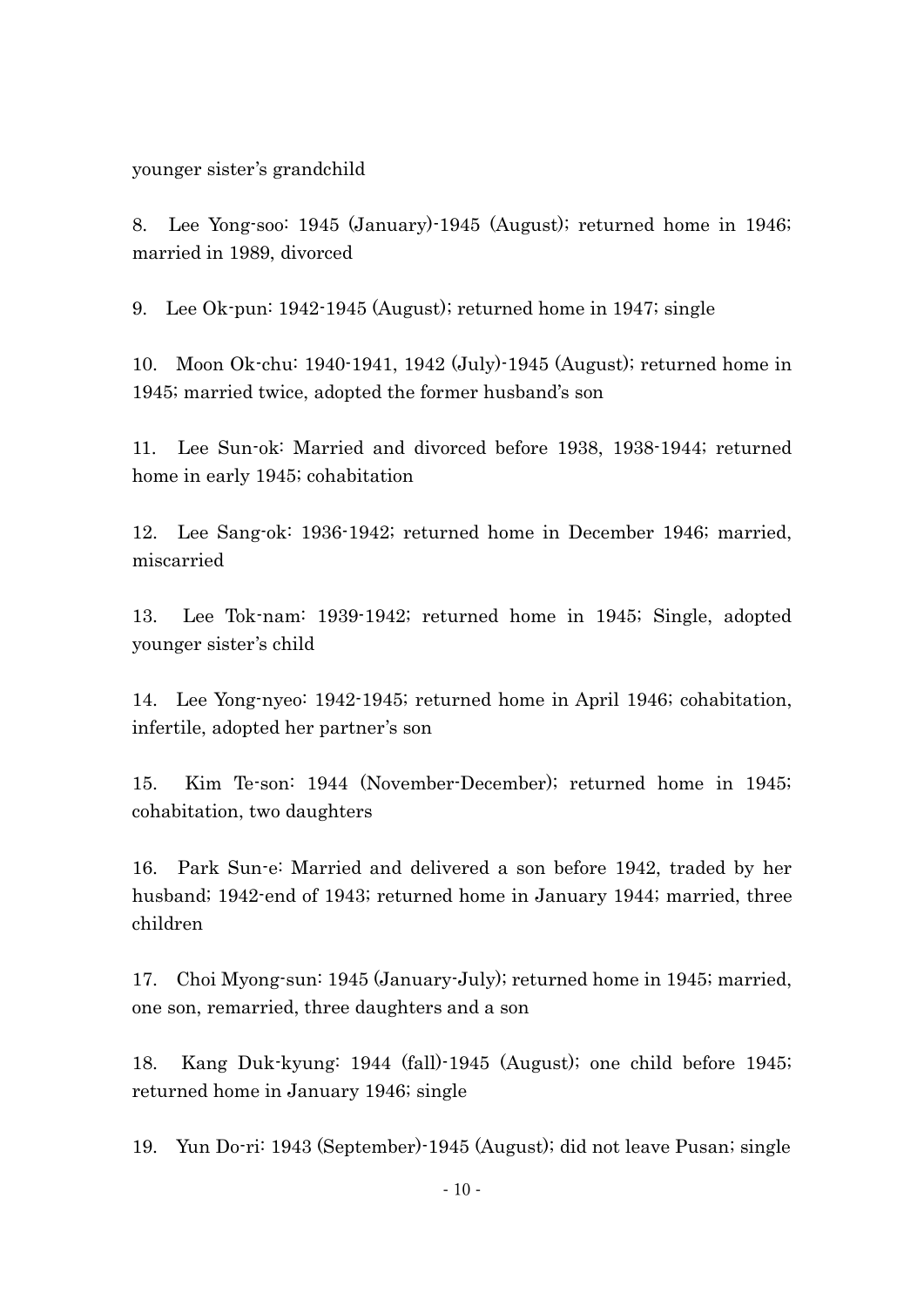younger sister's grandchild

8. Lee Yong-soo: 1945 (January)-1945 (August); returned home in 1946; married in 1989, divorced

9. Lee Ok-pun: 1942-1945 (August); returned home in 1947; single

10. Moon Ok-chu: 1940-1941, 1942 (July)-1945 (August); returned home in 1945; married twice, adopted the former husband's son

11. Lee Sun-ok: Married and divorced before 1938, 1938-1944; returned home in early 1945; cohabitation

12. Lee Sang-ok: 1936-1942; returned home in December 1946; married, miscarried

13. Lee Tok-nam: 1939-1942; returned home in 1945; Single, adopted younger sister's child

14. Lee Yong-nyeo: 1942-1945; returned home in April 1946; cohabitation, infertile, adopted her partner's son

15. Kim Te-son: 1944 (November-December); returned home in 1945; cohabitation, two daughters

16. Park Sun-e: Married and delivered a son before 1942, traded by her husband; 1942-end of 1943; returned home in January 1944; married, three children

17. Choi Myong-sun: 1945 (January-July); returned home in 1945; married, one son, remarried, three daughters and a son

18. Kang Duk-kyung: 1944 (fall)-1945 (August); one child before 1945; returned home in January 1946; single

19. Yun Do-ri: 1943 (September)-1945 (August); did not leave Pusan; single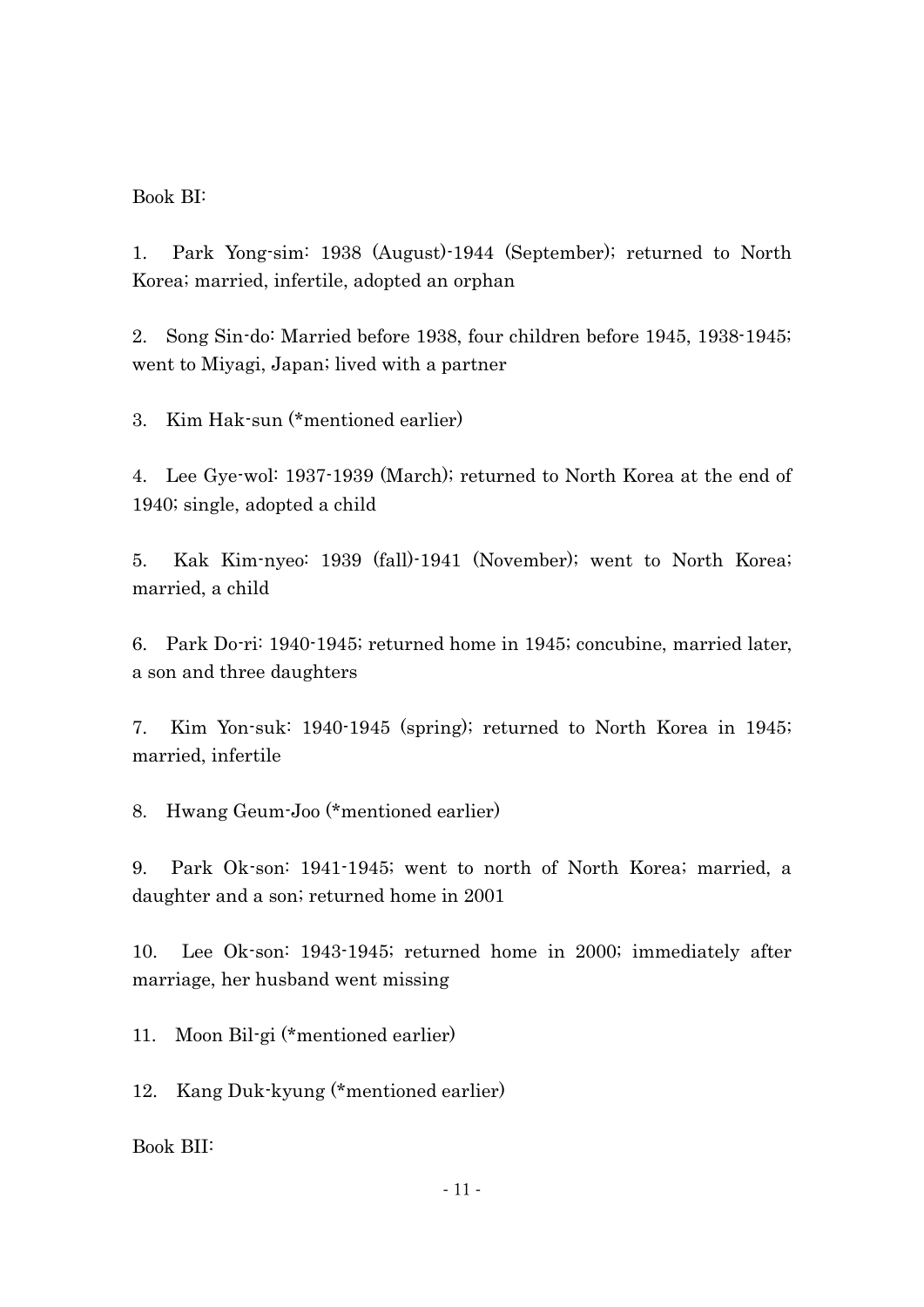Book BI:

1. Park Yong-sim: 1938 (August)-1944 (September); returned to North Korea; married, infertile, adopted an orphan

2. Song Sin-do: Married before 1938, four children before 1945, 1938-1945; went to Miyagi, Japan; lived with a partner

3. Kim Hak-sun (*mentioned earlier)

4. Lee Gye-wol: 1937-1939 (March); returned to North Korea at the end of 1940; single, adopted a child

5. Kak Kim-nyeo: 1939 (fall)-1941 (November); went to North Korea; married, a child

6. Park Do-ri: 1940-1945; returned home in 1945; concubine, married later, a son and three daughters

7. Kim Yon-suk: 1940-1945 (spring); returned to North Korea in 1945; married, infertile

8. Hwang Geum-Joo (*mentioned earlier)

9. Park Ok-son: 1941-1945; went to north of North Korea; married, a daughter and a son; returned home in 2001

10. Lee Ok-son: 1943-1945; returned home in 2000; immediately after marriage, her husband went missing

11. Moon Bil-gi (*mentioned earlier)

12. Kang Duk-kyung (*mentioned earlier)

Book BII: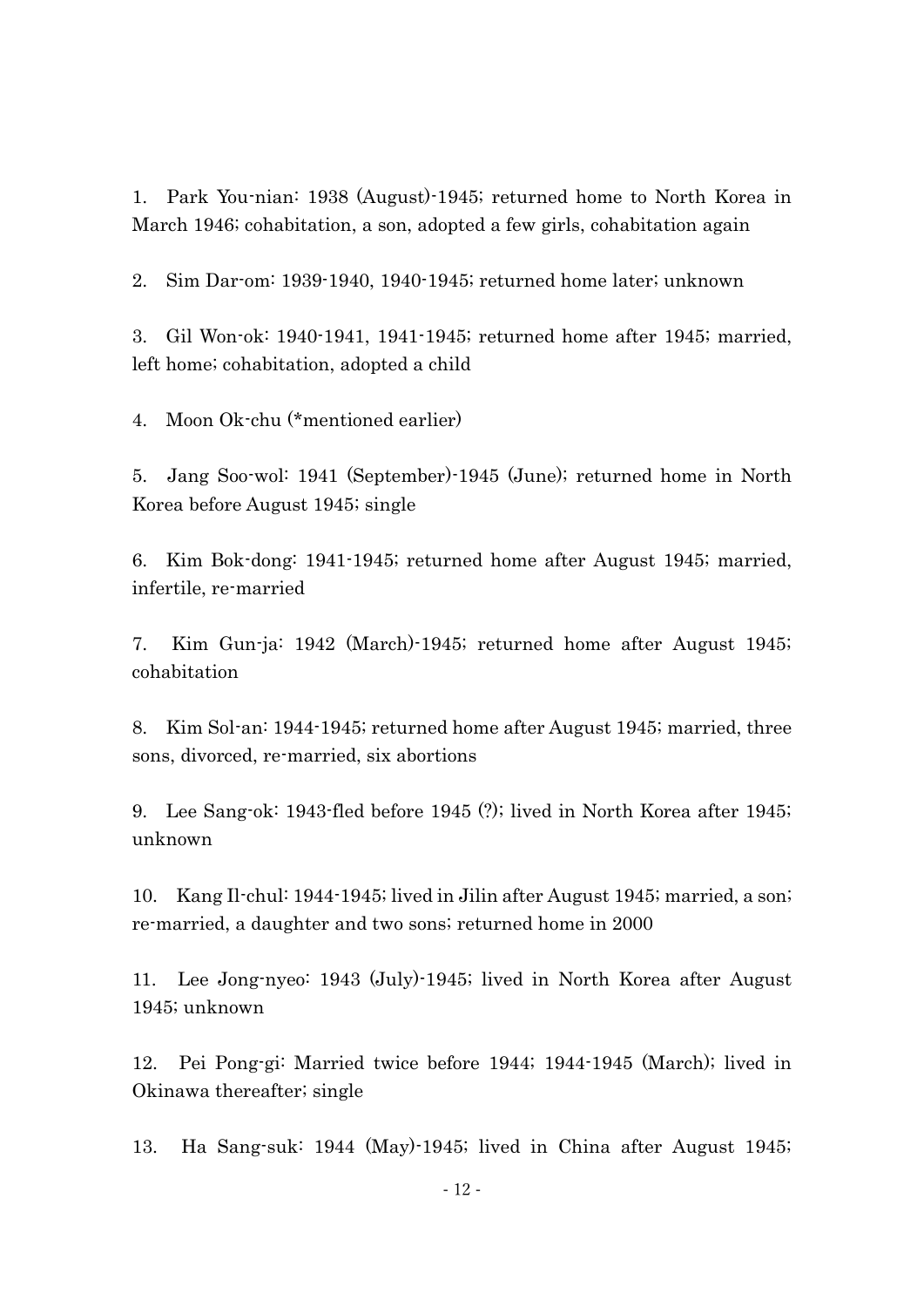1. Park You-nian: 1938 (August)-1945; returned home to North Korea in March 1946; cohabitation, a son, adopted a few girls, cohabitation again

2. Sim Dar-om: 1939-1940, 1940-1945; returned home later; unknown

3. Gil Won-ok: 1940-1941, 1941-1945; returned home after 1945; married, left home; cohabitation, adopted a child

4. Moon Ok-chu (*mentioned earlier)

5. Jang Soo-wol: 1941 (September)-1945 (June); returned home in North Korea before August 1945; single

6. Kim Bok-dong: 1941-1945; returned home after August 1945; married, infertile, re-married

7. Kim Gun-ja: 1942 (March)-1945; returned home after August 1945; cohabitation

8. Kim Sol-an: 1944-1945; returned home after August 1945; married, three sons, divorced, re-married, six abortions

9. Lee Sang-ok: 1943-fled before 1945 (?); lived in North Korea after 1945; unknown

10. Kang Il-chul: 1944-1945; lived in Jilin after August 1945; married, a son; re-married, a daughter and two sons; returned home in 2000

11. Lee Jong-nyeo: 1943 (July)-1945; lived in North Korea after August 1945; unknown

12. Pei Pong-gi: Married twice before 1944; 1944-1945 (March); lived in Okinawa thereafter; single

13. Ha Sang-suk: 1944 (May)-1945; lived in China after August 1945;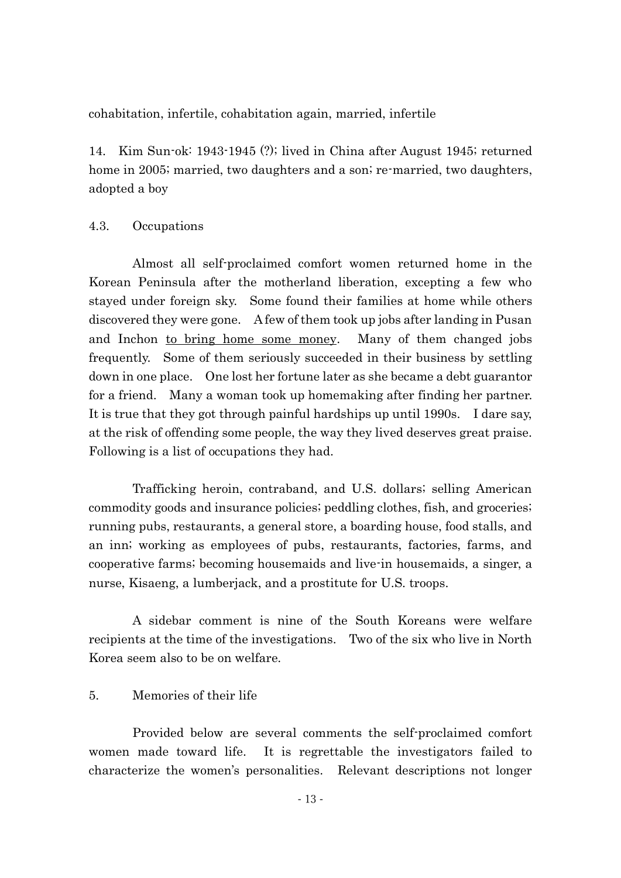cohabitation, infertile, cohabitation again, married, infertile

14. Kim Sun-ok: 1943-1945 (?); lived in China after August 1945; returned home in 2005; married, two daughters and a son; re-married, two daughters, adopted a boy

4.3. Occupations

Almost all self-proclaimed comfort women returned home in the Korean Peninsula after the motherland liberation, excepting a few who stayed under foreign sky. Some found their families at home while others discovered they were gone. A few of them took up jobs after landing in Pusan and Inchon <u>to bring home some money</u>. Many of them changed jobs frequently. Some of them seriously succeeded in their business by settling down in one place. One lost her fortune later as she became a debt guarantor for a friend. Many a woman took up homemaking after finding her partner. It is true that they got through painful hardships up until 1990s. I dare say, at the risk of offending some people, the way they lived deserves great praise. Following is a list of occupations they had.

Trafficking heroin, contraband, and U.S. dollars; selling American commodity goods and insurance policies; peddling clothes, fish, and groceries; running pubs, restaurants, a general store, a boarding house, food stalls, and an inn; working as employees of pubs, restaurants, factories, farms, and cooperative farms; becoming housemaids and live-in housemaids, a singer, a nurse, Kisaeng, a lumberjack, and a prostitute for U.S. troops.

A sidebar comment is nine of the South Koreans were welfare recipients at the time of the investigations. Two of the six who live in North Korea seem also to be on welfare.

5. Memories of their life

Provided below are several comments the self-proclaimed comfort women made toward life. It is regrettable the investigators failed to characterize the women's personalities. Relevant descriptions not longer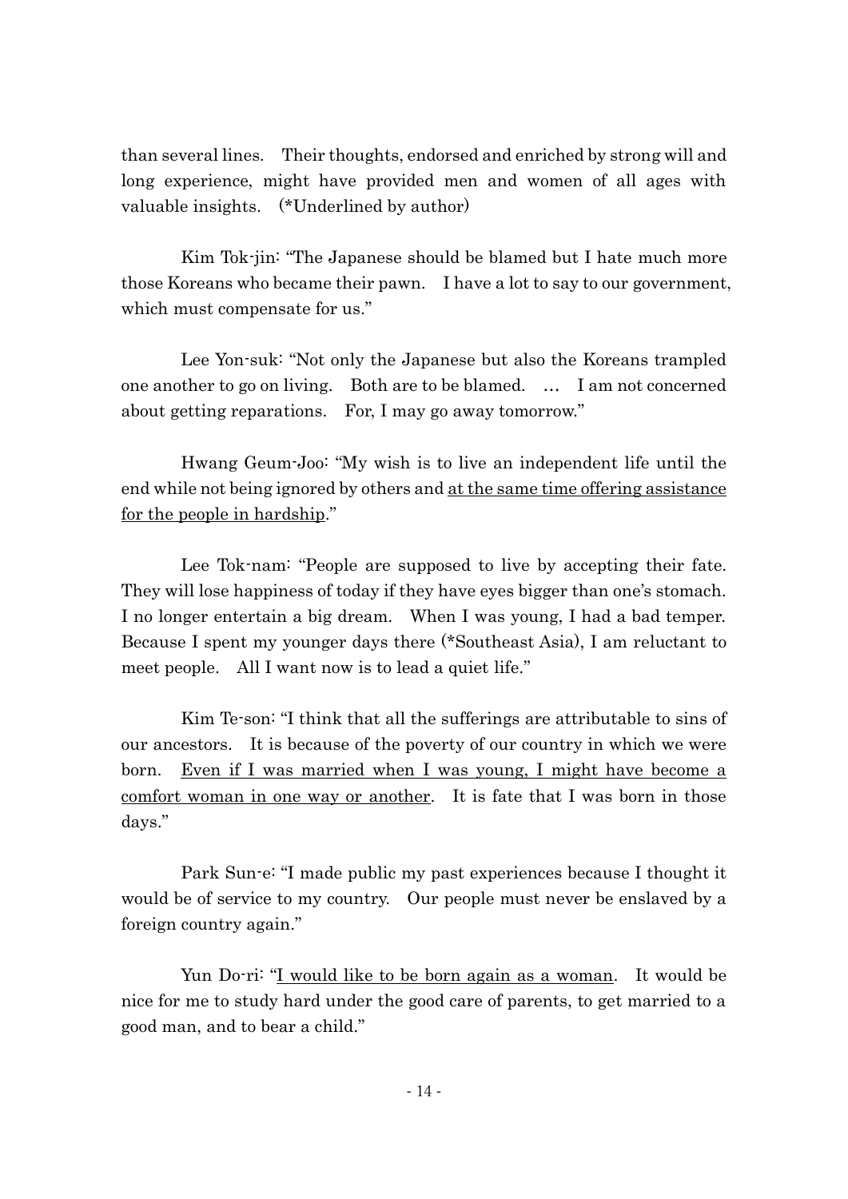than several lines. Their thoughts, endorsed and enriched by strong will and long experience, might have provided men and women of all ages with valuable insights. (*Underlined by author)

Kim Tok-jin: "The Japanese should be blamed but I hate much more those Koreans who became their pawn. I have a lot to say to our government, which must compensate for us."

Lee Yon-suk: "Not only the Japanese but also the Koreans trampled one another to go on living. Both are to be blamed. … I am not concerned about getting reparations. For, I may go away tomorrow."

Hwang Geum-Joo: "My wish is to live an independent life until the end while not being ignored by others and <u>at the same time offering assistance for the people in hardship</u>."

Lee Tok-nam: "People are supposed to live by accepting their fate. They will lose happiness of today if they have eyes bigger than one's stomach. I no longer entertain a big dream. When I was young, I had a bad temper. Because I spent my younger days there (*Southeast Asia), I am reluctant to meet people. All I want now is to lead a quiet life."

Kim Te-son: "I think that all the sufferings are attributable to sins of our ancestors. It is because of the poverty of our country in which we were born. <u>Even if I was married when I was young, I might have become a comfort woman in one way or another</u>. It is fate that I was born in those days."

Park Sun-e: "I made public my past experiences because I thought it would be of service to my country. Our people must never be enslaved by a foreign country again."

Yun Do-ri: "<u>I would like to be born again as a woman</u>. It would be nice for me to study hard under the good care of parents, to get married to a good man, and to bear a child."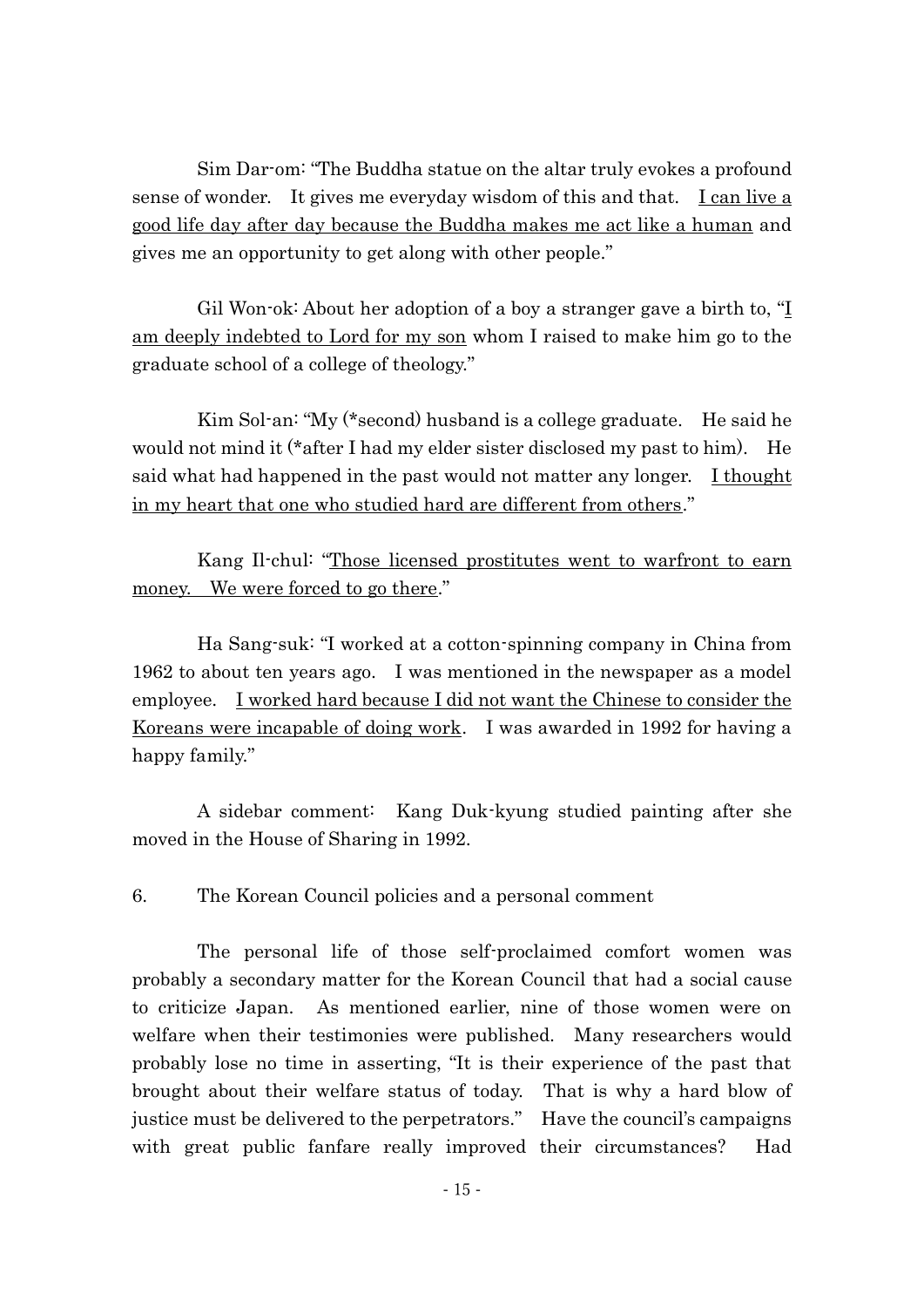Sim Dar-om: "The Buddha statue on the altar truly evokes a profound sense of wonder. It gives me everyday wisdom of this and that. <u>I can live a good life day after day because the Buddha makes me act like a human</u> and gives me an opportunity to get along with other people."

Gil Won-ok: About her adoption of a boy a stranger gave a birth to, "<u>I am deeply indebted to Lord for my son</u> whom I raised to make him go to the graduate school of a college of theology."

Kim Sol-an: "My (*second) husband is a college graduate. He said he would not mind it (*after I had my elder sister disclosed my past to him). He said what had happened in the past would not matter any longer. <u>I thought in my heart that one who studied hard are different from others</u>."

Kang Il-chul: "<u>Those licensed prostitutes went to warfront to earn money. We were forced to go there</u>."

Ha Sang-suk: "I worked at a cotton-spinning company in China from 1962 to about ten years ago. I was mentioned in the newspaper as a model employee. <u>I worked hard because I did not want the Chinese to consider the Koreans were incapable of doing work</u>. I was awarded in 1992 for having a happy family."

A sidebar comment: Kang Duk-kyung studied painting after she moved in the House of Sharing in 1992.

6. The Korean Council policies and a personal comment

The personal life of those self-proclaimed comfort women was probably a secondary matter for the Korean Council that had a social cause to criticize Japan. As mentioned earlier, nine of those women were on welfare when their testimonies were published. Many researchers would probably lose no time in asserting, "It is their experience of the past that brought about their welfare status of today. That is why a hard blow of justice must be delivered to the perpetrators." Have the council's campaigns with great public fanfare really improved their circumstances? Had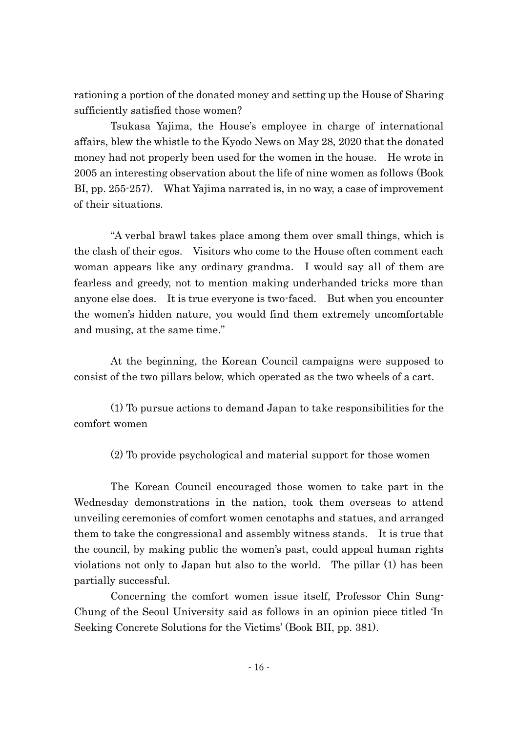rationing a portion of the donated money and setting up the House of Sharing sufficiently satisfied those women?

Tsukasa Yajima, the House's employee in charge of international affairs, blew the whistle to the Kyodo News on May 28, 2020 that the donated money had not properly been used for the women in the house. He wrote in 2005 an interesting observation about the life of nine women as follows (Book BI, pp. 255-257). What Yajima narrated is, in no way, a case of improvement of their situations.

"A verbal brawl takes place among them over small things, which is the clash of their egos. Visitors who come to the House often comment each woman appears like any ordinary grandma. I would say all of them are fearless and greedy, not to mention making underhanded tricks more than anyone else does. It is true everyone is two-faced. But when you encounter the women's hidden nature, you would find them extremely uncomfortable and musing, at the same time."

At the beginning, the Korean Council campaigns were supposed to consist of the two pillars below, which operated as the two wheels of a cart.

(1) To pursue actions to demand Japan to take responsibilities for the comfort women

(2) To provide psychological and material support for those women

The Korean Council encouraged those women to take part in the Wednesday demonstrations in the nation, took them overseas to attend unveiling ceremonies of comfort women cenotaphs and statues, and arranged them to take the congressional and assembly witness stands. It is true that the council, by making public the women's past, could appeal human rights violations not only to Japan but also to the world. The pillar (1) has been partially successful.

Concerning the comfort women issue itself, Professor Chin Sung-Chung of the Seoul University said as follows in an opinion piece titled 'In Seeking Concrete Solutions for the Victims' (Book BII, pp. 381).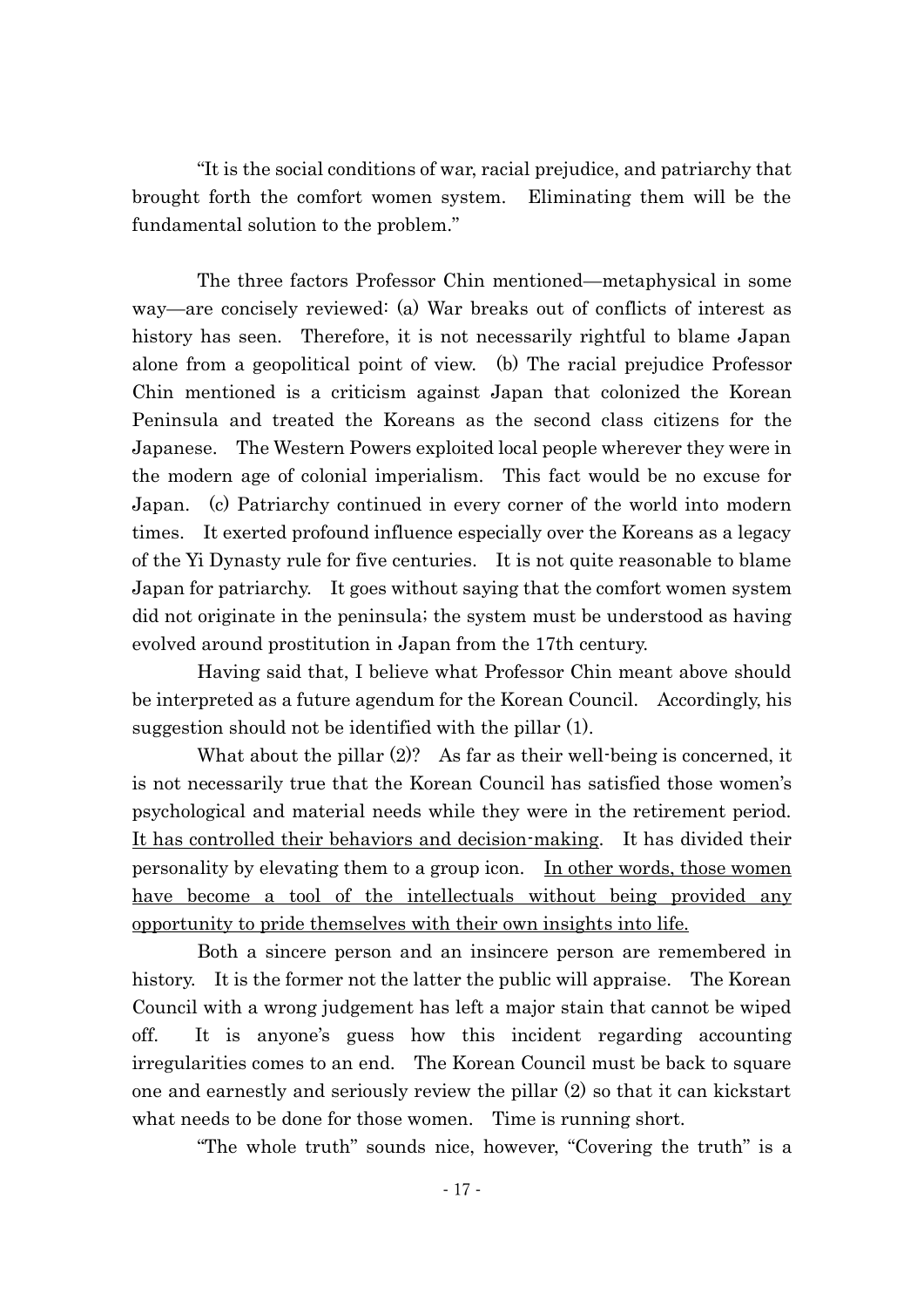"It is the social conditions of war, racial prejudice, and patriarchy that brought forth the comfort women system. Eliminating them will be the fundamental solution to the problem."

The three factors Professor Chin mentioned—metaphysical in some way—are concisely reviewed: (a) War breaks out of conflicts of interest as history has seen. Therefore, it is not necessarily rightful to blame Japan alone from a geopolitical point of view. (b) The racial prejudice Professor Chin mentioned is a criticism against Japan that colonized the Korean Peninsula and treated the Koreans as the second class citizens for the Japanese. The Western Powers exploited local people wherever they were in the modern age of colonial imperialism. This fact would be no excuse for Japan. (c) Patriarchy continued in every corner of the world into modern times. It exerted profound influence especially over the Koreans as a legacy of the Yi Dynasty rule for five centuries. It is not quite reasonable to blame Japan for patriarchy. It goes without saying that the comfort women system did not originate in the peninsula; the system must be understood as having evolved around prostitution in Japan from the 17th century.

Having said that, I believe what Professor Chin meant above should be interpreted as a future agendum for the Korean Council. Accordingly, his suggestion should not be identified with the pillar (1).

What about the pillar (2)? As far as their well-being is concerned, it is not necessarily true that the Korean Council has satisfied those women's psychological and material needs while they were in the retirement period. <u>It has controlled their behaviors and decision-making</u>. It has divided their personality by elevating them to a group icon. <u>In other words, those women have become a tool of the intellectuals without being provided any opportunity to pride themselves with their own insights into life.</u>

Both a sincere person and an insincere person are remembered in history. It is the former not the latter the public will appraise. The Korean Council with a wrong judgement has left a major stain that cannot be wiped off. It is anyone's guess how this incident regarding accounting irregularities comes to an end. The Korean Council must be back to square one and earnestly and seriously review the pillar (2) so that it can kickstart what needs to be done for those women. Time is running short.

"The whole truth" sounds nice, however, "Covering the truth" is a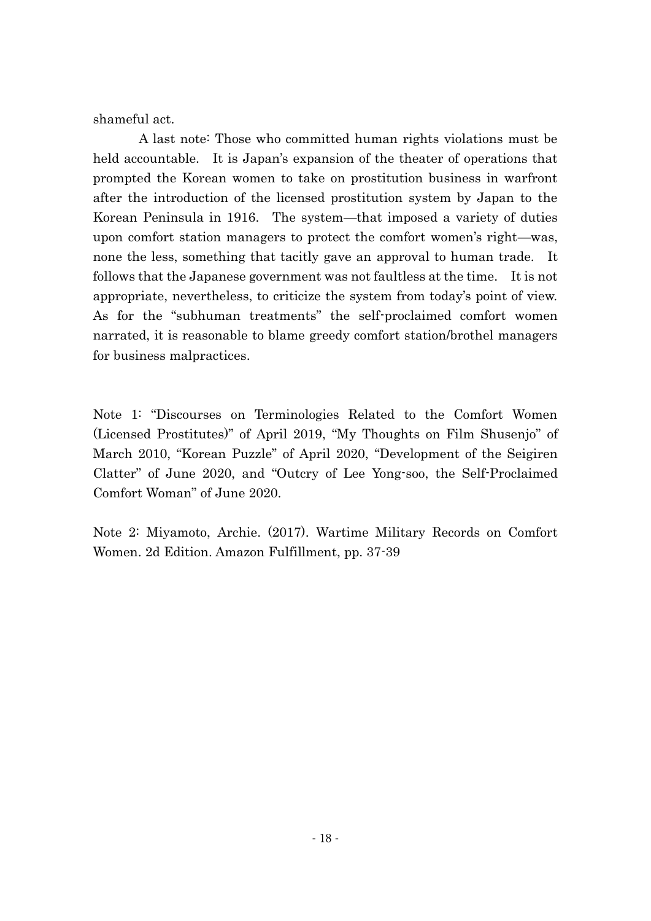shameful act.

A last note: Those who committed human rights violations must be held accountable. It is Japan's expansion of the theater of operations that prompted the Korean women to take on prostitution business in warfront after the introduction of the licensed prostitution system by Japan to the Korean Peninsula in 1916. The system—that imposed a variety of duties upon comfort station managers to protect the comfort women's right—was, none the less, something that tacitly gave an approval to human trade. It follows that the Japanese government was not faultless at the time. It is not appropriate, nevertheless, to criticize the system from today's point of view. As for the "subhuman treatments" the self-proclaimed comfort women narrated, it is reasonable to blame greedy comfort station/brothel managers for business malpractices.

Note 1: "Discourses on Terminologies Related to the Comfort Women (Licensed Prostitutes)" of April 2019, "My Thoughts on Film Shusenjo" of March 2010, "Korean Puzzle" of April 2020, "Development of the Seigiren Clatter" of June 2020, and "Outcry of Lee Yong-soo, the Self-Proclaimed Comfort Woman" of June 2020.

Note 2: Miyamoto, Archie. (2017). Wartime Military Records on Comfort Women. 2d Edition. Amazon Fulfillment, pp. 37-39